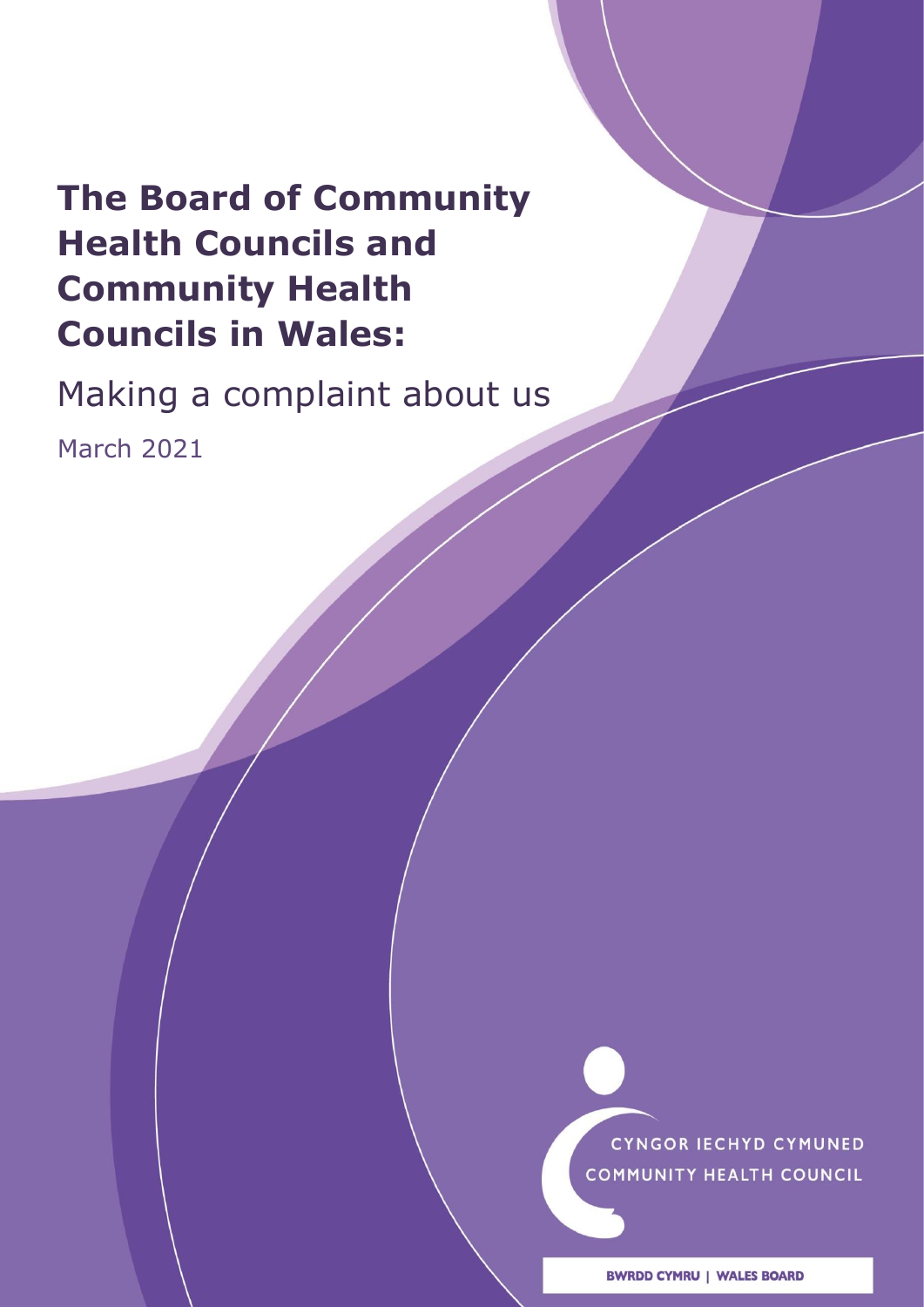# The Board of Community Health Councils and Community Health Councils in Wales:

## Making a complaint about us

March 2021

CYNGOR IECHYD CYMUNED
COMMUNITY HEALTH COUNCIL

BWRDD CYMRU | WALES BOARD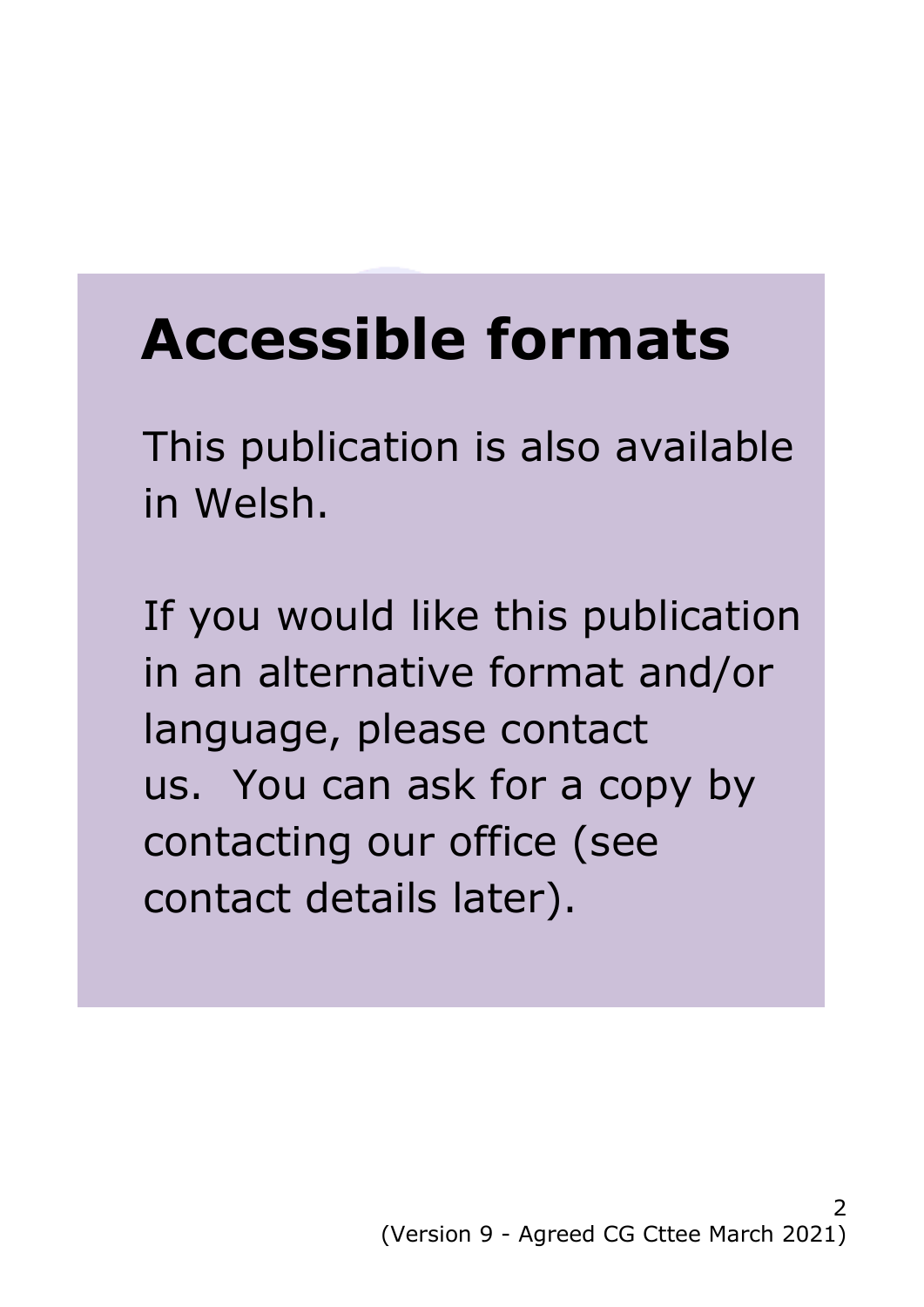# Accessible formats

This publication is also available in Welsh.

If you would like this publication in an alternative format and/or language, please contact us. You can ask for a copy by contacting our office (see contact details later).

(Version 9 - Agreed CG Cttee March 2021)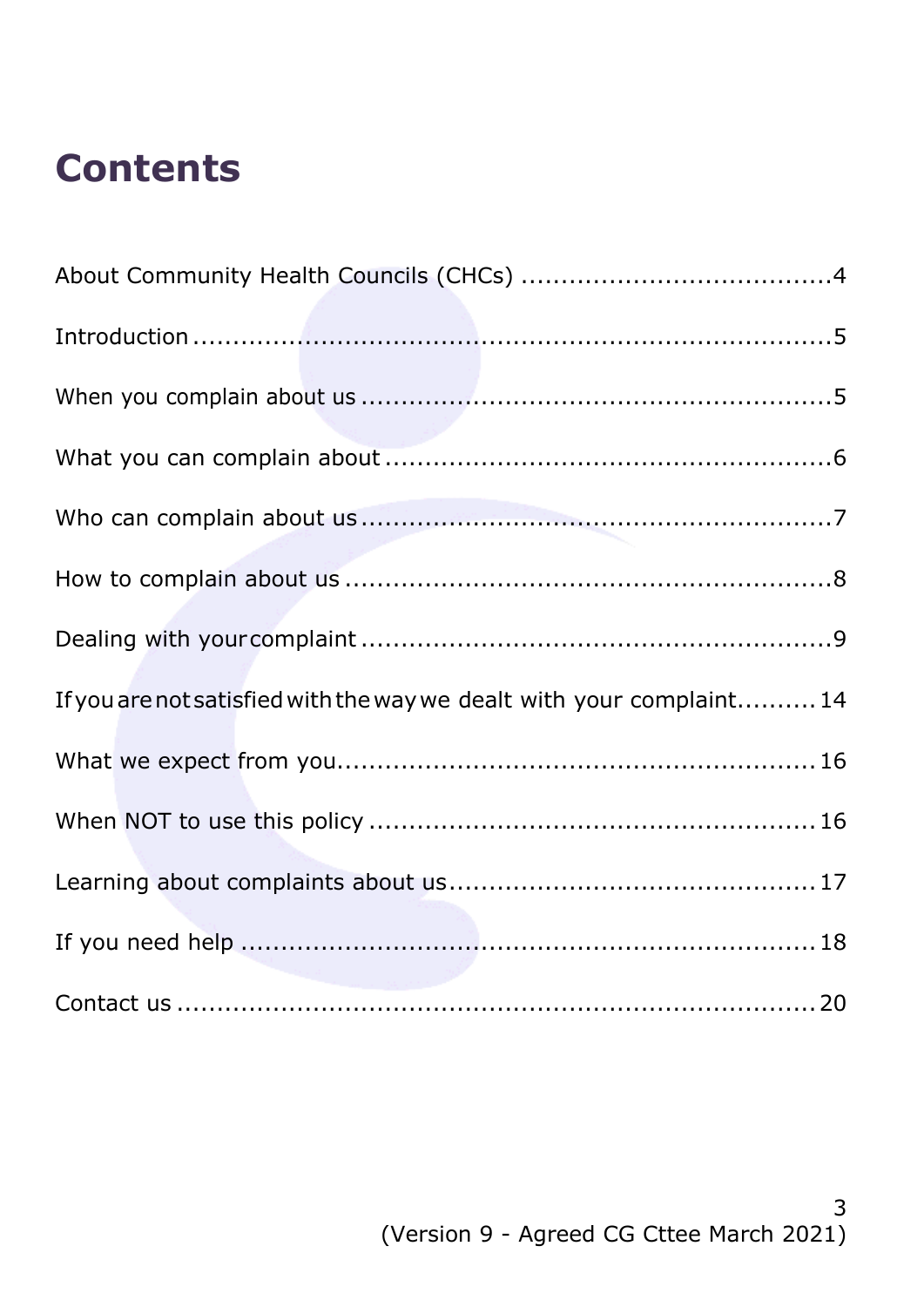# Contents

| | |
|---|---|
| About Community Health Councils (CHCs) | 4 |
| Introduction | 5 |
| When you complain about us | 5 |
| What you can complain about | 6 |
| Who can complain about us | 7 |
| How to complain about us | 8 |
| Dealing with your complaint | 9 |
| If you are not satisfied with the way we dealt with your complaint | 14 |
| What we expect from you | 16 |
| When NOT to use this policy | 16 |
| Learning about complaints about us | 17 |
| If you need help | 18 |
| Contact us | 20 |

(Version 9 - Agreed CG Cttee March 2021)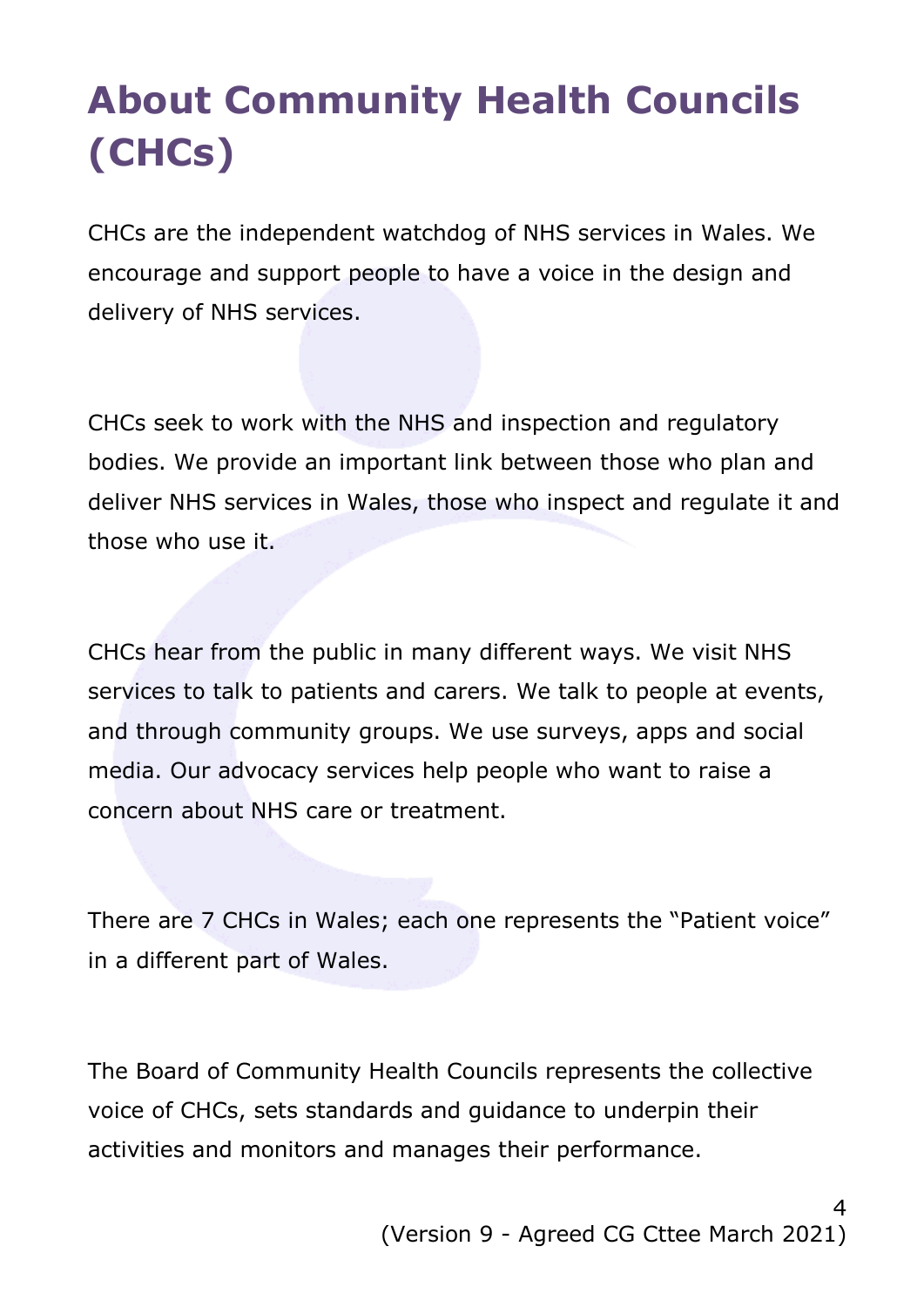# About Community Health Councils (CHCs)

CHCs are the independent watchdog of NHS services in Wales. We encourage and support people to have a voice in the design and delivery of NHS services.

CHCs seek to work with the NHS and inspection and regulatory bodies. We provide an important link between those who plan and deliver NHS services in Wales, those who inspect and regulate it and those who use it.

CHCs hear from the public in many different ways. We visit NHS services to talk to patients and carers. We talk to people at events, and through community groups. We use surveys, apps and social media. Our advocacy services help people who want to raise a concern about NHS care or treatment.

There are 7 CHCs in Wales; each one represents the "Patient voice" in a different part of Wales.

The Board of Community Health Councils represents the collective voice of CHCs, sets standards and guidance to underpin their activities and monitors and manages their performance.

(Version 9 - Agreed CG Cttee March 2021)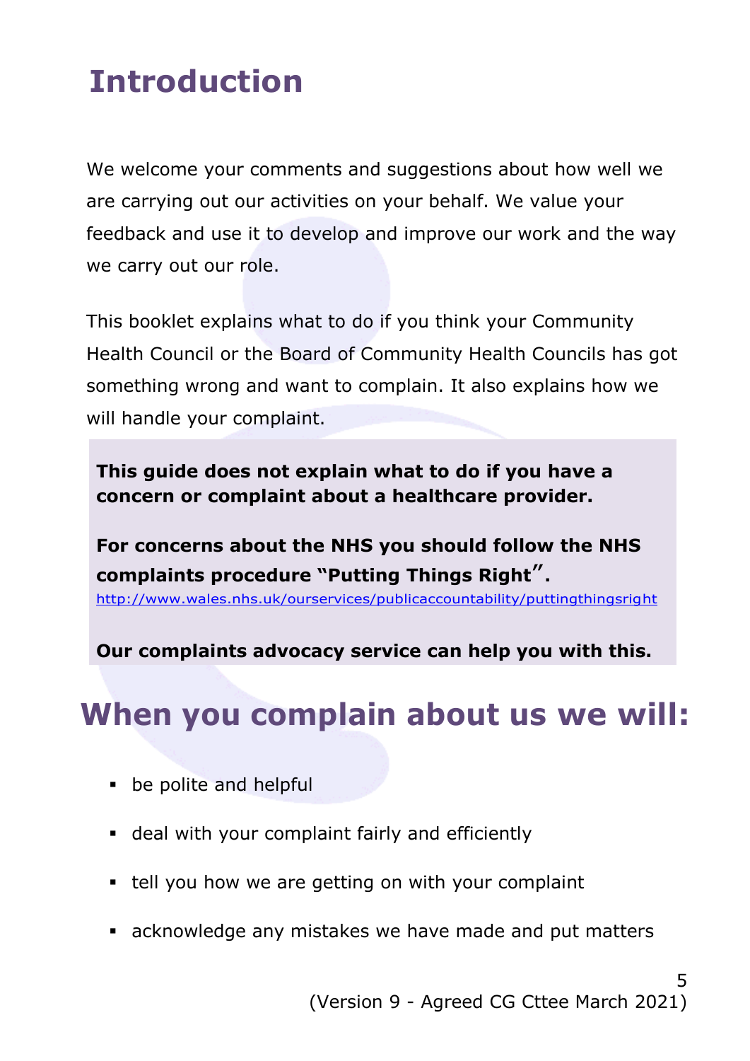# Introduction

We welcome your comments and suggestions about how well we are carrying out our activities on your behalf. We value your feedback and use it to develop and improve our work and the way we carry out our role.

This booklet explains what to do if you think your Community Health Council or the Board of Community Health Councils has got something wrong and want to complain. It also explains how we will handle your complaint.

**This guide does not explain what to do if you have a concern or complaint about a healthcare provider.**

**For concerns about the NHS you should follow the NHS complaints procedure "Putting Things Right".**
http://www.wales.nhs.uk/ourservices/publicaccountability/puttingthingsright

**Our complaints advocacy service can help you with this.**

# When you complain about us we will:

- be polite and helpful
- deal with your complaint fairly and efficiently
- tell you how we are getting on with your complaint
- acknowledge any mistakes we have made and put matters

(Version 9 - Agreed CG Cttee March 2021)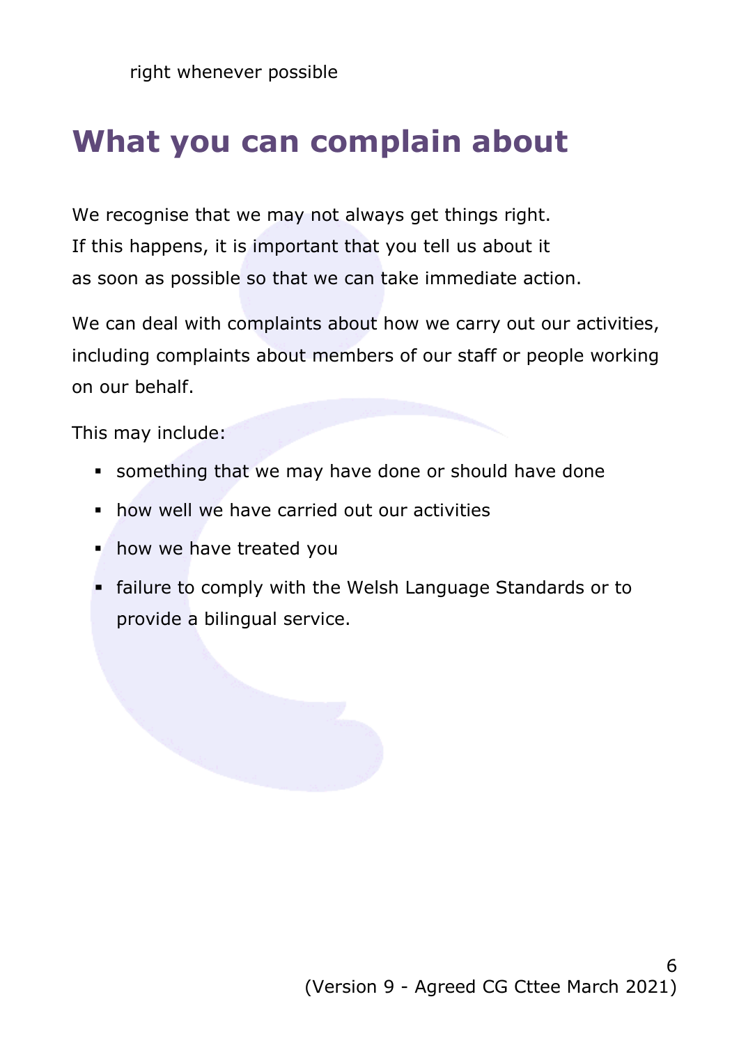right whenever possible

# What you can complain about

We recognise that we may not always get things right. If this happens, it is important that you tell us about it as soon as possible so that we can take immediate action.

We can deal with complaints about how we carry out our activities, including complaints about members of our staff or people working on our behalf.

This may include:

- something that we may have done or should have done
- how well we have carried out our activities
- how we have treated you
- failure to comply with the Welsh Language Standards or to provide a bilingual service.

(Version 9 - Agreed CG Cttee March 2021)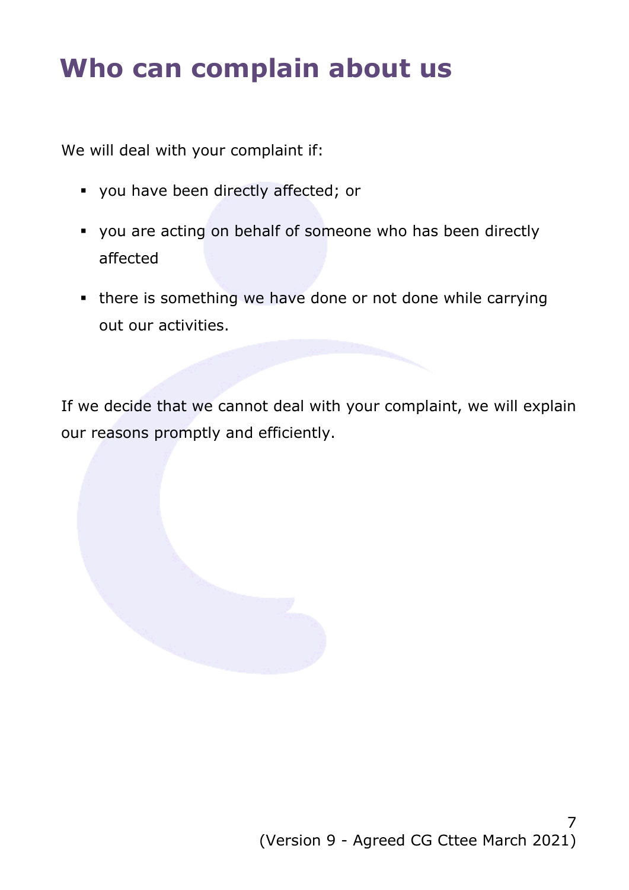# Who can complain about us

We will deal with your complaint if:

- you have been directly affected; or
- you are acting on behalf of someone who has been directly affected
- there is something we have done or not done while carrying out our activities.

If we decide that we cannot deal with your complaint, we will explain our reasons promptly and efficiently.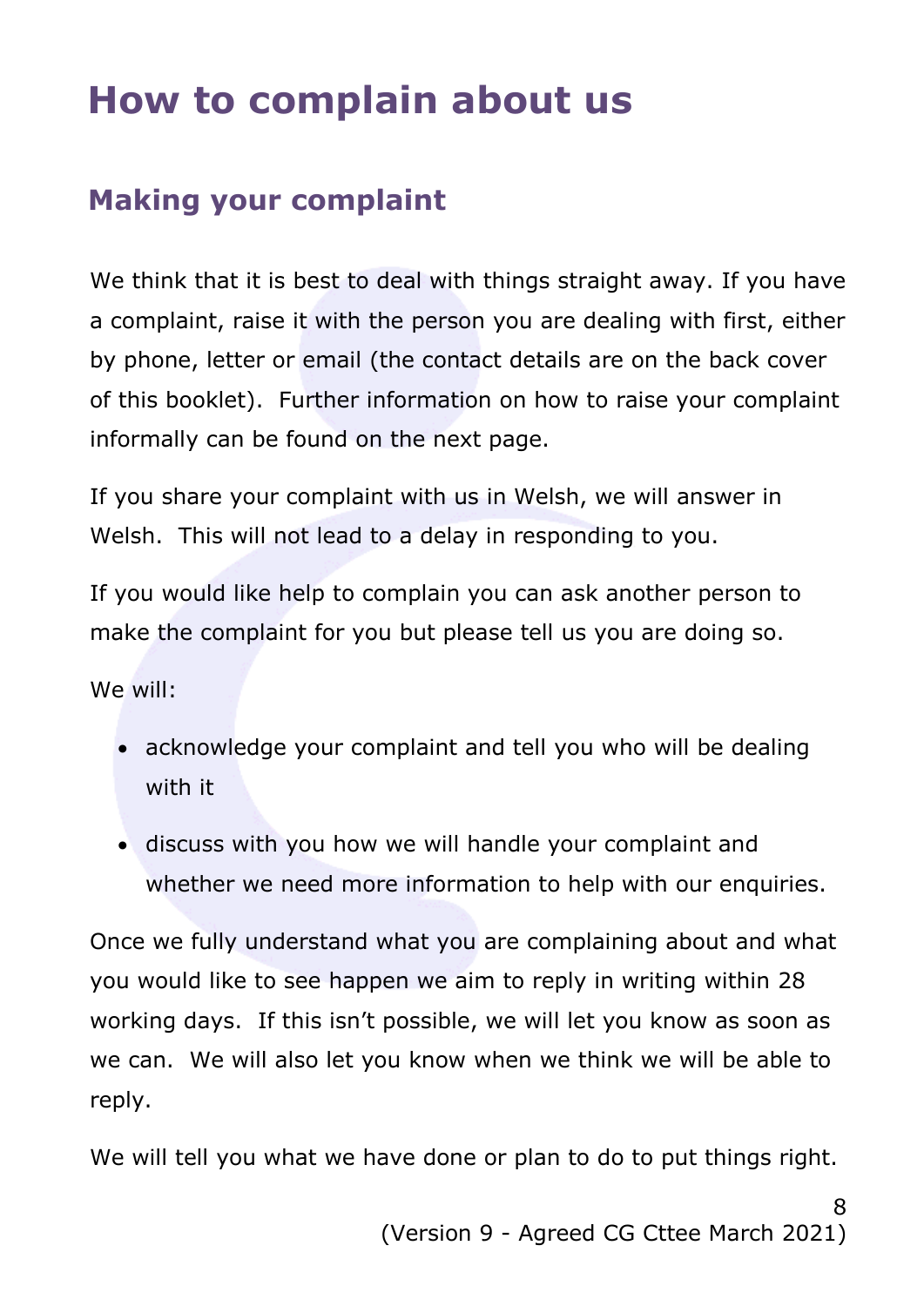# How to complain about us

## Making your complaint

We think that it is best to deal with things straight away. If you have a complaint, raise it with the person you are dealing with first, either by phone, letter or email (the contact details are on the back cover of this booklet). Further information on how to raise your complaint informally can be found on the next page.

If you share your complaint with us in Welsh, we will answer in Welsh. This will not lead to a delay in responding to you.

If you would like help to complain you can ask another person to make the complaint for you but please tell us you are doing so.

We will:

- acknowledge your complaint and tell you who will be dealing with it
- discuss with you how we will handle your complaint and whether we need more information to help with our enquiries.

Once we fully understand what you are complaining about and what you would like to see happen we aim to reply in writing within 28 working days. If this isn't possible, we will let you know as soon as we can. We will also let you know when we think we will be able to reply.

We will tell you what we have done or plan to do to put things right.

(Version 9 - Agreed CG Cttee March 2021)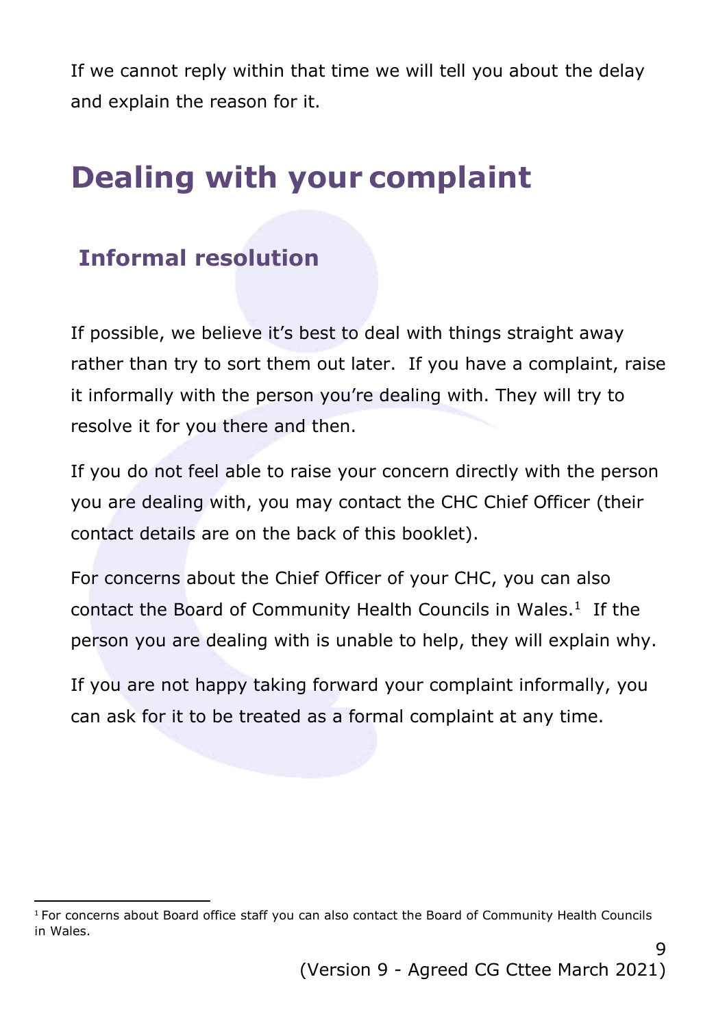If we cannot reply within that time we will tell you about the delay and explain the reason for it.

# Dealing with your complaint

## Informal resolution

If possible, we believe it's best to deal with things straight away rather than try to sort them out later.  If you have a complaint, raise it informally with the person you're dealing with. They will try to resolve it for you there and then.

If you do not feel able to raise your concern directly with the person you are dealing with, you may contact the CHC Chief Officer (their contact details are on the back of this booklet).

For concerns about the Chief Officer of your CHC, you can also contact the Board of Community Health Councils in Wales.[1]  If the person you are dealing with is unable to help, they will explain why.

If you are not happy taking forward your complaint informally, you can ask for it to be treated as a formal complaint at any time.

---

[1] For concerns about Board office staff you can also contact the Board of Community Health Councils in Wales.

(Version 9 - Agreed CG Cttee March 2021)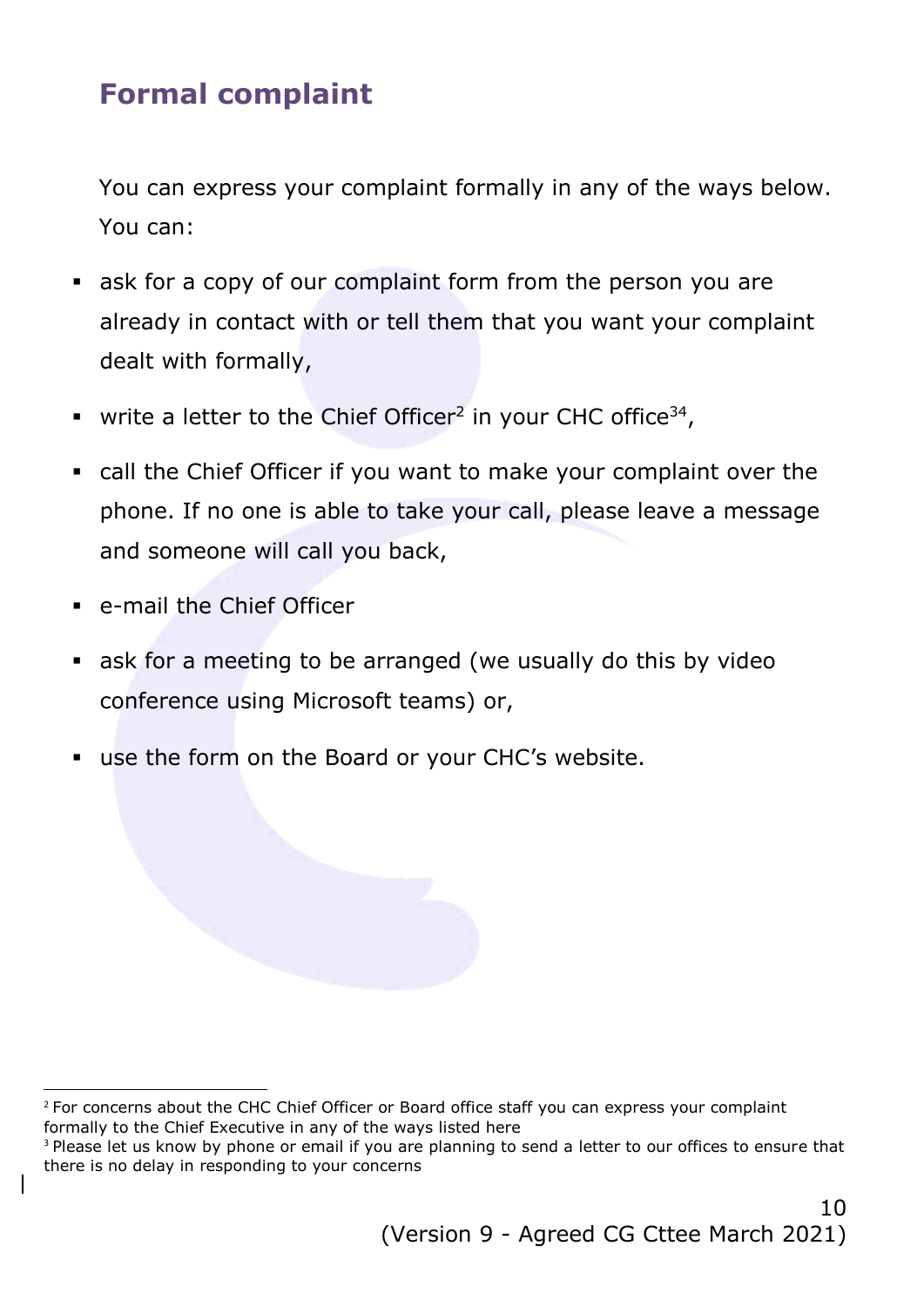## Formal complaint

You can express your complaint formally in any of the ways below. You can:

- ask for a copy of our complaint form from the person you are already in contact with or tell them that you want your complaint dealt with formally,
- write a letter to the Chief Officer[2] in your CHC office[3][4],
- call the Chief Officer if you want to make your complaint over the phone. If no one is able to take your call, please leave a message and someone will call you back,
- e-mail the Chief Officer
- ask for a meeting to be arranged (we usually do this by video conference using Microsoft teams) or,
- use the form on the Board or your CHC's website.

---

[2] For concerns about the CHC Chief Officer or Board office staff you can express your complaint formally to the Chief Executive in any of the ways listed here

[3] Please let us know by phone or email if you are planning to send a letter to our offices to ensure that there is no delay in responding to your concerns

(Version 9 - Agreed CG Cttee March 2021)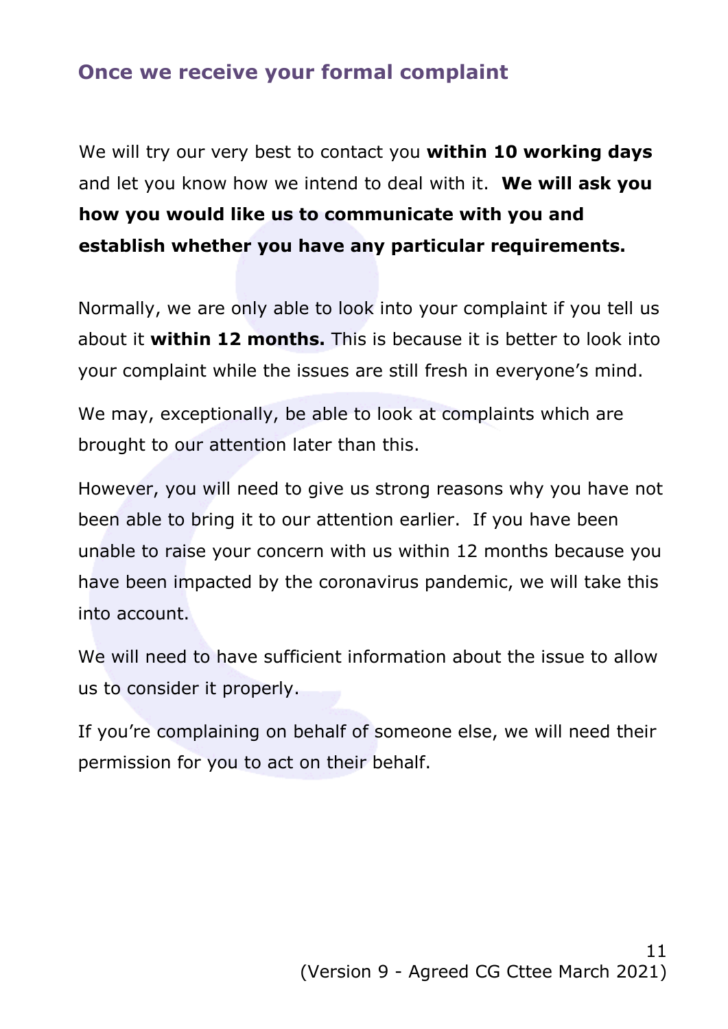## Once we receive your formal complaint

We will try our very best to contact you **within 10 working days** and let you know how we intend to deal with it. **We will ask you how you would like us to communicate with you and establish whether you have any particular requirements.**

Normally, we are only able to look into your complaint if you tell us about it **within 12 months.** This is because it is better to look into your complaint while the issues are still fresh in everyone's mind.

We may, exceptionally, be able to look at complaints which are brought to our attention later than this.

However, you will need to give us strong reasons why you have not been able to bring it to our attention earlier. If you have been unable to raise your concern with us within 12 months because you have been impacted by the coronavirus pandemic, we will take this into account.

We will need to have sufficient information about the issue to allow us to consider it properly.

If you're complaining on behalf of someone else, we will need their permission for you to act on their behalf.

(Version 9 - Agreed CG Cttee March 2021)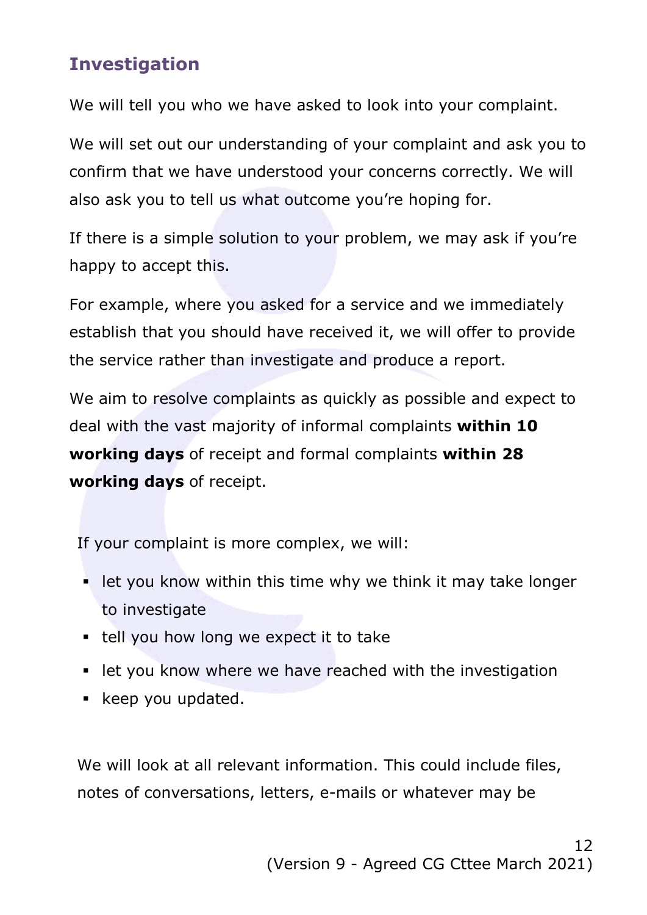## Investigation

We will tell you who we have asked to look into your complaint.

We will set out our understanding of your complaint and ask you to confirm that we have understood your concerns correctly. We will also ask you to tell us what outcome you're hoping for.

If there is a simple solution to your problem, we may ask if you're happy to accept this.

For example, where you asked for a service and we immediately establish that you should have received it, we will offer to provide the service rather than investigate and produce a report.

We aim to resolve complaints as quickly as possible and expect to deal with the vast majority of informal complaints **within 10 working days** of receipt and formal complaints **within 28 working days** of receipt.

If your complaint is more complex, we will:

- let you know within this time why we think it may take longer to investigate
- tell you how long we expect it to take
- let you know where we have reached with the investigation
- keep you updated.

We will look at all relevant information. This could include files, notes of conversations, letters, e-mails or whatever may be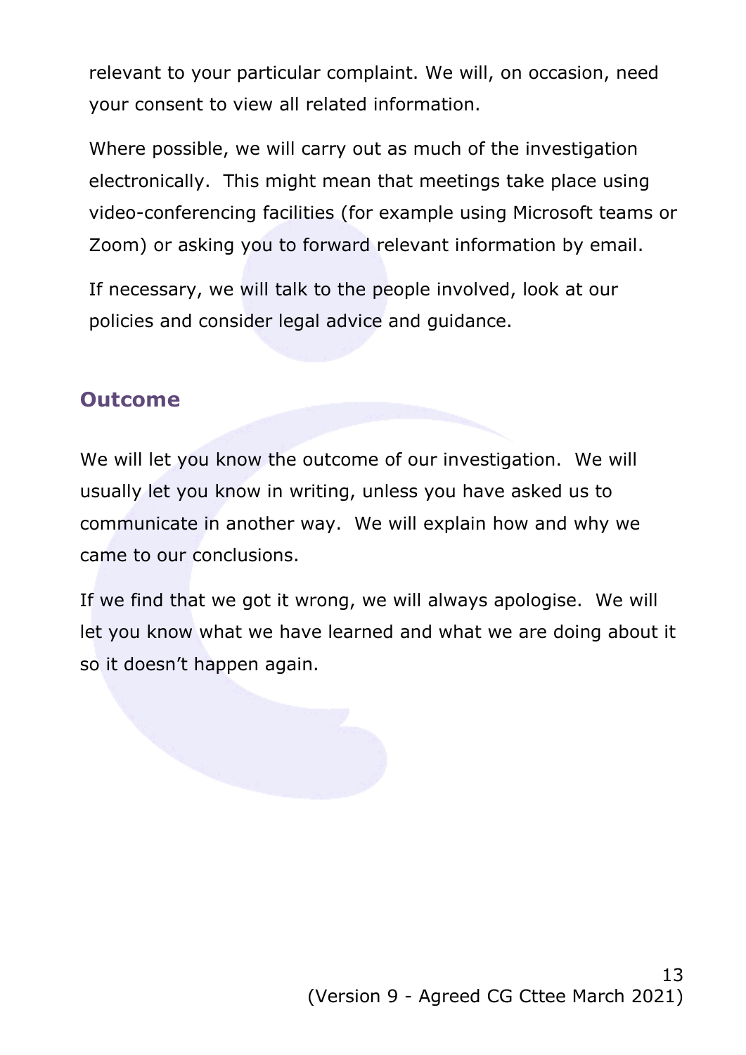relevant to your particular complaint. We will, on occasion, need your consent to view all related information.

Where possible, we will carry out as much of the investigation electronically. This might mean that meetings take place using video-conferencing facilities (for example using Microsoft teams or Zoom) or asking you to forward relevant information by email.

If necessary, we will talk to the people involved, look at our policies and consider legal advice and guidance.

## Outcome

We will let you know the outcome of our investigation. We will usually let you know in writing, unless you have asked us to communicate in another way. We will explain how and why we came to our conclusions.

If we find that we got it wrong, we will always apologise. We will let you know what we have learned and what we are doing about it so it doesn't happen again.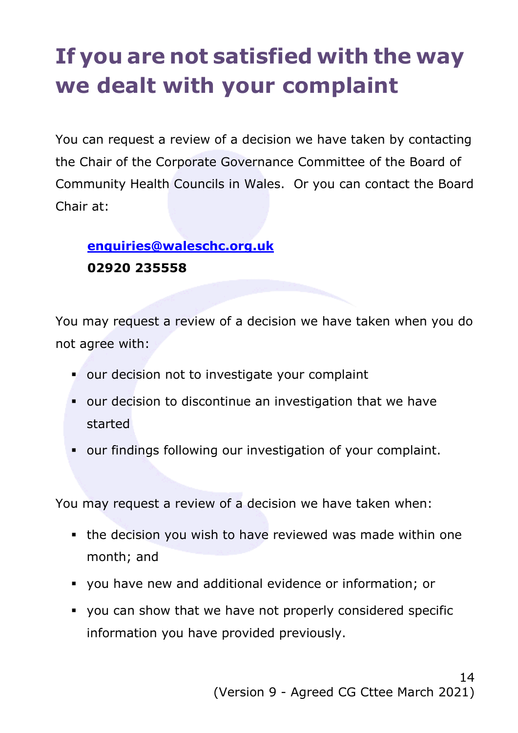# If you are not satisfied with the way we dealt with your complaint

You can request a review of a decision we have taken by contacting the Chair of the Corporate Governance Committee of the Board of Community Health Councils in Wales. Or you can contact the Board Chair at:

> enquiries@waleschc.org.uk
> **02920 235558**

You may request a review of a decision we have taken when you do not agree with:

- our decision not to investigate your complaint
- our decision to discontinue an investigation that we have started
- our findings following our investigation of your complaint.

You may request a review of a decision we have taken when:

- the decision you wish to have reviewed was made within one month; and
- you have new and additional evidence or information; or
- you can show that we have not properly considered specific information you have provided previously.

(Version 9 - Agreed CG Cttee March 2021)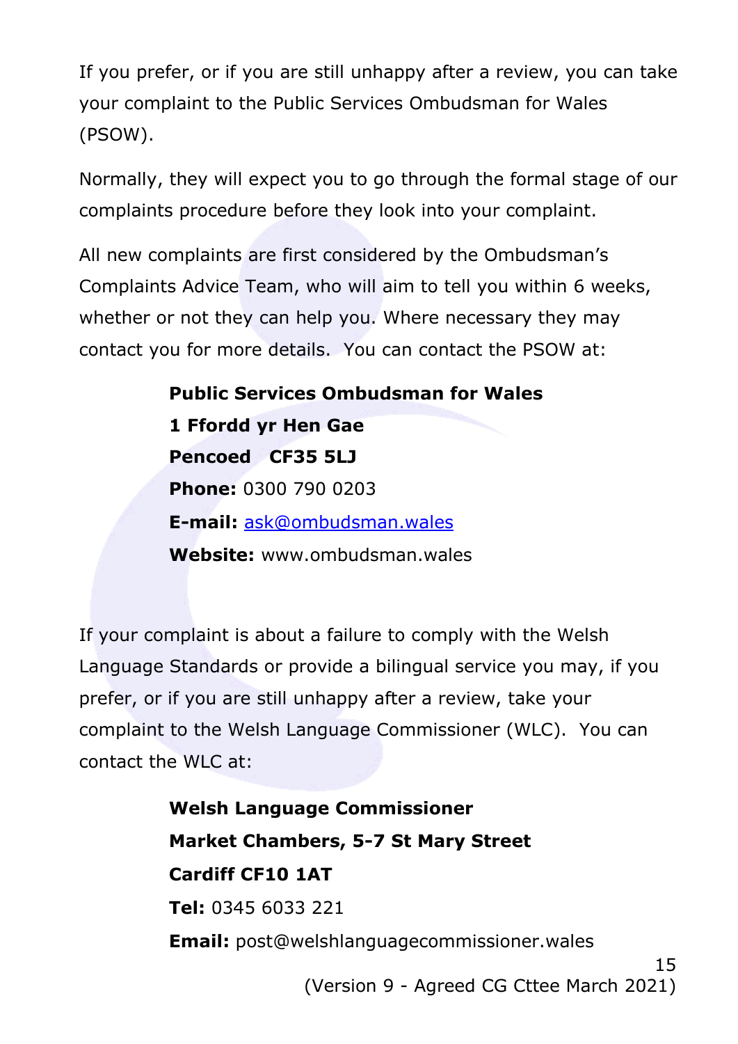If you prefer, or if you are still unhappy after a review, you can take your complaint to the Public Services Ombudsman for Wales (PSOW).

Normally, they will expect you to go through the formal stage of our complaints procedure before they look into your complaint.

All new complaints are first considered by the Ombudsman's Complaints Advice Team, who will aim to tell you within 6 weeks, whether or not they can help you. Where necessary they may contact you for more details. You can contact the PSOW at:

**Public Services Ombudsman for Wales**
**1 Ffordd yr Hen Gae**
**Pencoed CF35 5LJ**
**Phone:** 0300 790 0203
**E-mail:** ask@ombudsman.wales
**Website:** www.ombudsman.wales

If your complaint is about a failure to comply with the Welsh Language Standards or provide a bilingual service you may, if you prefer, or if you are still unhappy after a review, take your complaint to the Welsh Language Commissioner (WLC). You can contact the WLC at:

**Welsh Language Commissioner**
**Market Chambers, 5-7 St Mary Street**
**Cardiff CF10 1AT**
**Tel:** 0345 6033 221
**Email:** post@welshlanguagecommissioner.wales

(Version 9 - Agreed CG Cttee March 2021)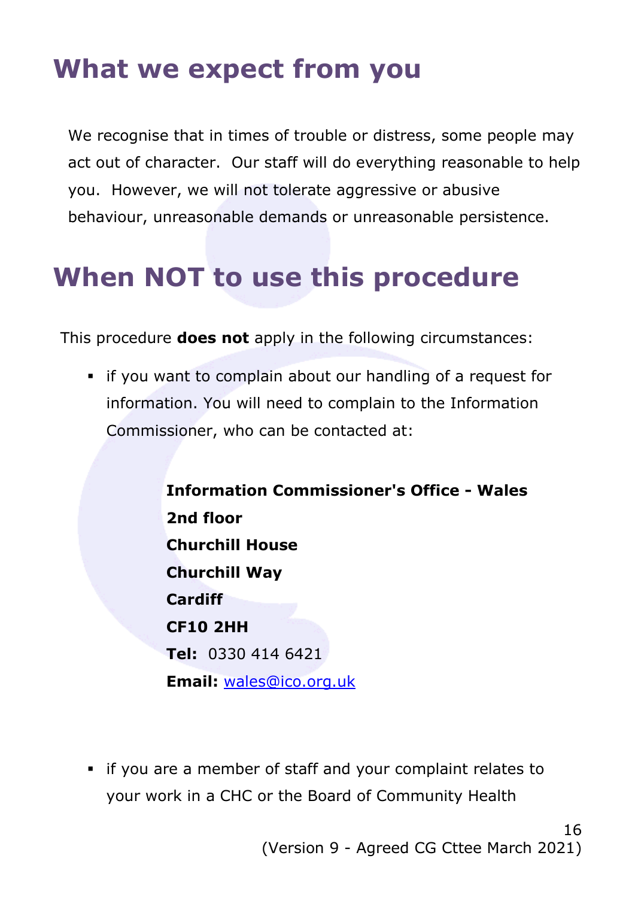# What we expect from you

We recognise that in times of trouble or distress, some people may act out of character. Our staff will do everything reasonable to help you. However, we will not tolerate aggressive or abusive behaviour, unreasonable demands or unreasonable persistence.

# When NOT to use this procedure

This procedure **does not** apply in the following circumstances:

- if you want to complain about our handling of a request for information. You will need to complain to the Information Commissioner, who can be contacted at:

  **Information Commissioner's Office - Wales**
  **2nd floor**
  **Churchill House**
  **Churchill Way**
  **Cardiff**
  **CF10 2HH**
  **Tel:** 0330 414 6421
  **Email:** wales@ico.org.uk

- if you are a member of staff and your complaint relates to your work in a CHC or the Board of Community Health

(Version 9 - Agreed CG Cttee March 2021)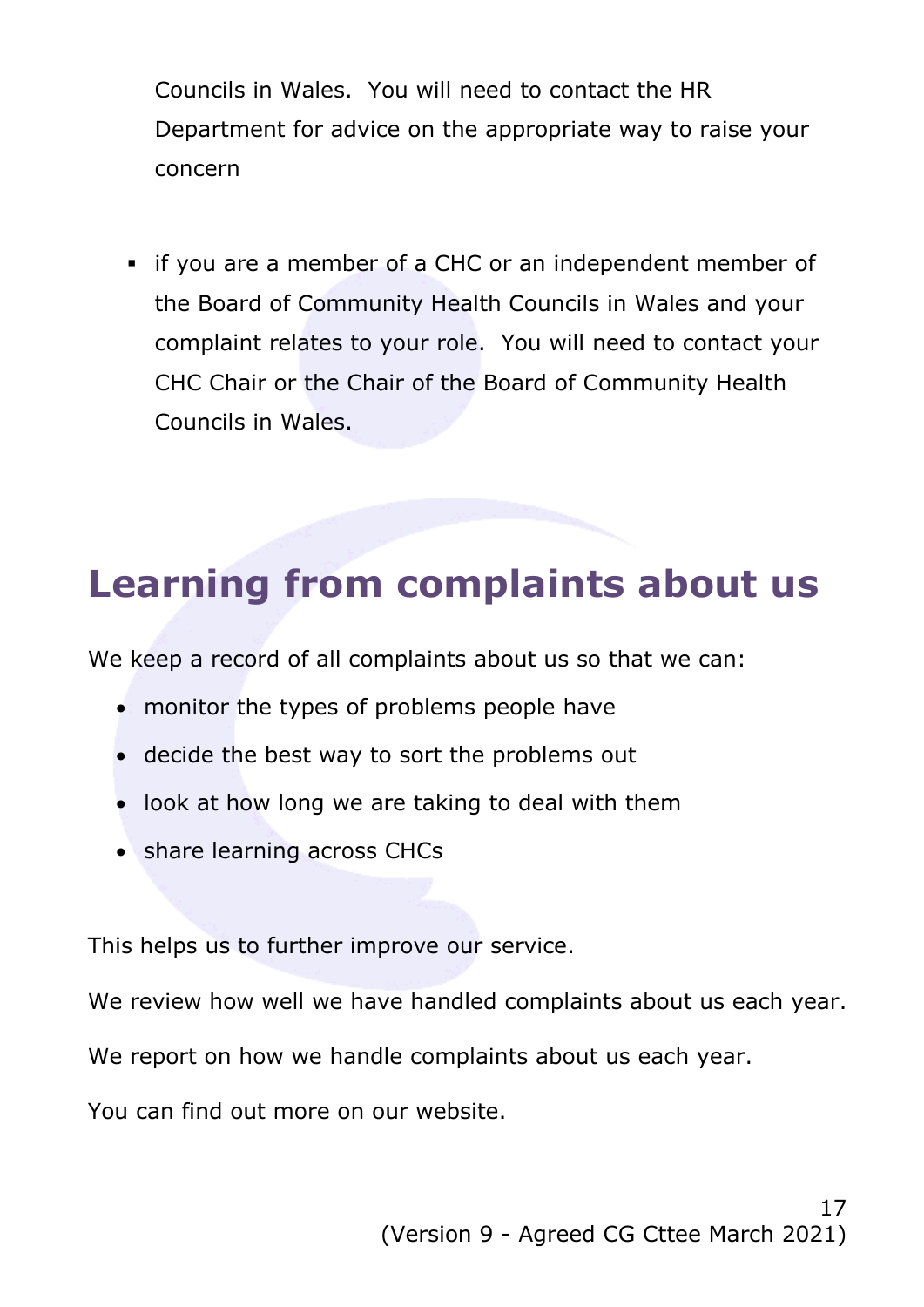Councils in Wales. You will need to contact the HR Department for advice on the appropriate way to raise your concern

- if you are a member of a CHC or an independent member of the Board of Community Health Councils in Wales and your complaint relates to your role. You will need to contact your CHC Chair or the Chair of the Board of Community Health Councils in Wales.

# Learning from complaints about us

We keep a record of all complaints about us so that we can:

- monitor the types of problems people have
- decide the best way to sort the problems out
- look at how long we are taking to deal with them
- share learning across CHCs

This helps us to further improve our service.

We review how well we have handled complaints about us each year.

We report on how we handle complaints about us each year.

You can find out more on our website.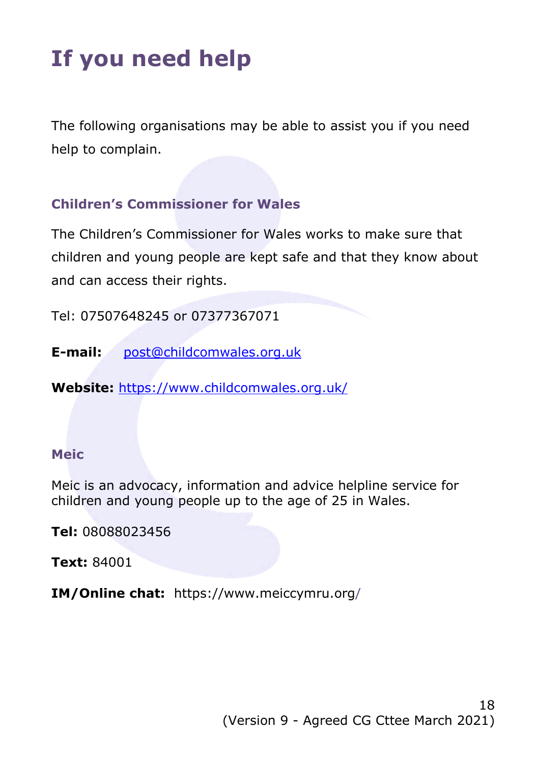# If you need help

The following organisations may be able to assist you if you need help to complain.

### Children's Commissioner for Wales

The Children's Commissioner for Wales works to make sure that children and young people are kept safe and that they know about and can access their rights.

Tel: 07507648245 or 07377367071

**E-mail:** post@childcomwales.org.uk

**Website:** https://www.childcomwales.org.uk/

### Meic

Meic is an advocacy, information and advice helpline service for children and young people up to the age of 25 in Wales.

**Tel:** 08088023456

**Text:** 84001

**IM/Online chat:** https://www.meiccymru.org/

(Version 9 - Agreed CG Cttee March 2021)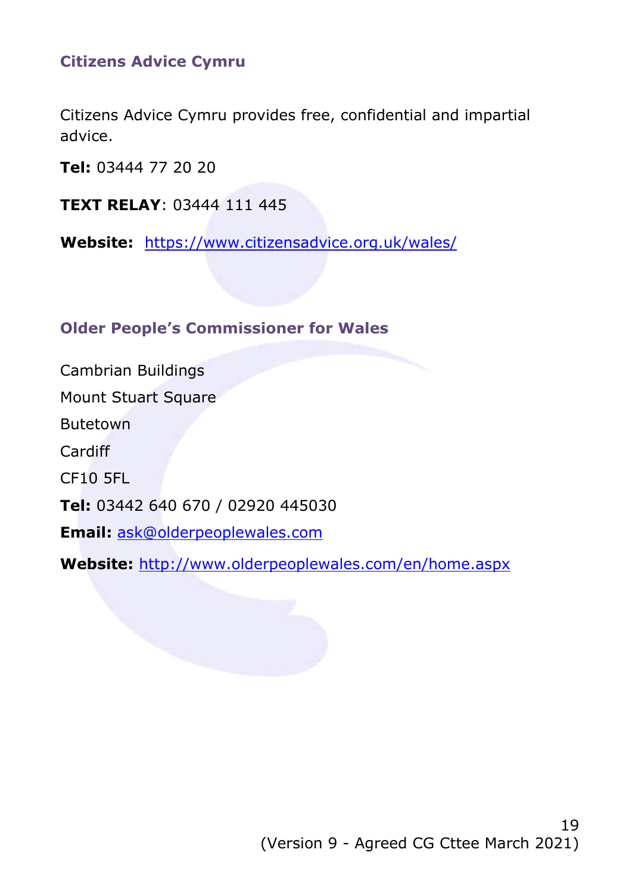## Citizens Advice Cymru

Citizens Advice Cymru provides free, confidential and impartial advice.

**Tel:** 03444 77 20 20

**TEXT RELAY**: 03444 111 445

**Website:** https://www.citizensadvice.org.uk/wales/

## Older People's Commissioner for Wales

Cambrian Buildings
Mount Stuart Square
Butetown
Cardiff
CF10 5FL

**Tel:** 03442 640 670 / 02920 445030

**Email:** ask@olderpeoplewales.com

**Website:** http://www.olderpeoplewales.com/en/home.aspx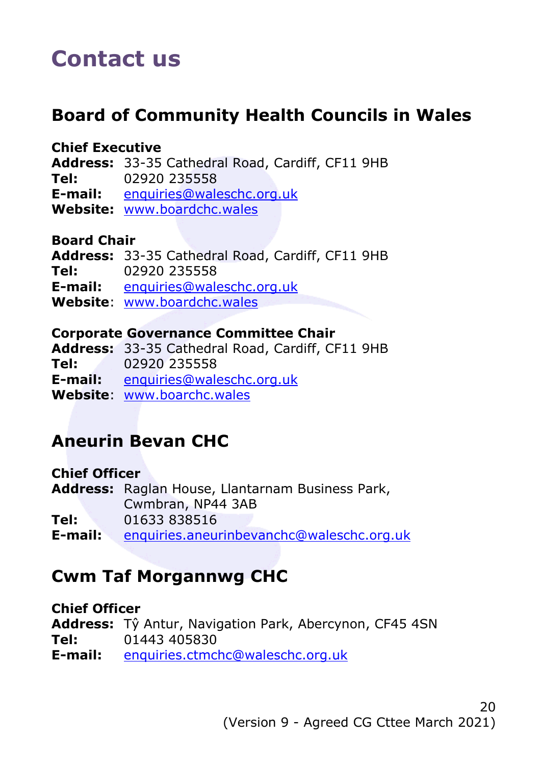# Contact us

## Board of Community Health Councils in Wales

**Chief Executive**
**Address:** 33-35 Cathedral Road, Cardiff, CF11 9HB
**Tel:** 02920 235558
**E-mail:** enquiries@waleschc.org.uk
**Website:** www.boardchc.wales

**Board Chair**
**Address:** 33-35 Cathedral Road, Cardiff, CF11 9HB
**Tel:** 02920 235558
**E-mail:** enquiries@waleschc.org.uk
**Website**: www.boardchc.wales

**Corporate Governance Committee Chair**
**Address:** 33-35 Cathedral Road, Cardiff, CF11 9HB
**Tel:** 02920 235558
**E-mail:** enquiries@waleschc.org.uk
**Website**: www.boarchc.wales

## Aneurin Bevan CHC

**Chief Officer**
**Address:** Raglan House, Llantarnam Business Park, Cwmbran, NP44 3AB
**Tel:** 01633 838516
**E-mail:** enquiries.aneurinbevanchc@waleschc.org.uk

## Cwm Taf Morgannwg CHC

**Chief Officer**
**Address:** Tŷ Antur, Navigation Park, Abercynon, CF45 4SN
**Tel:** 01443 405830
**E-mail:** enquiries.ctmchc@waleschc.org.uk

(Version 9 - Agreed CG Cttee March 2021)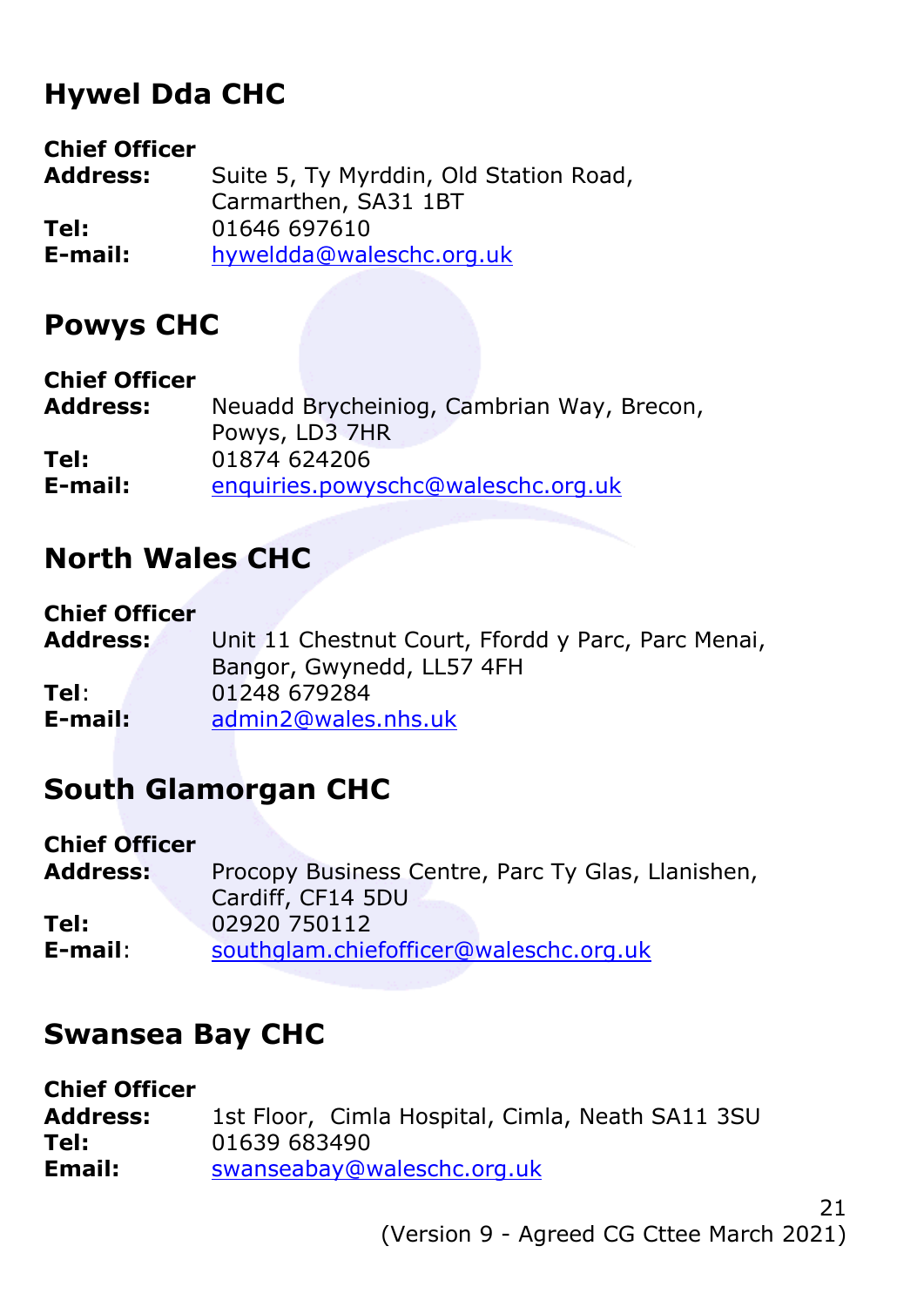## Hywel Dda CHC

**Chief Officer**
**Address:** Suite 5, Ty Myrddin, Old Station Road, Carmarthen, SA31 1BT
**Tel:** 01646 697610
**E-mail:** hyweldda@waleschc.org.uk

## Powys CHC

**Chief Officer**
**Address:** Neuadd Brycheiniog, Cambrian Way, Brecon, Powys, LD3 7HR
**Tel:** 01874 624206
**E-mail:** enquiries.powyschc@waleschc.org.uk

## North Wales CHC

**Chief Officer**
**Address:** Unit 11 Chestnut Court, Ffordd y Parc, Parc Menai, Bangor, Gwynedd, LL57 4FH
**Tel**: 01248 679284
**E-mail:** admin2@wales.nhs.uk

## South Glamorgan CHC

**Chief Officer**
**Address:** Procopy Business Centre, Parc Ty Glas, Llanishen, Cardiff, CF14 5DU
**Tel:** 02920 750112
**E-mail**: southglam.chiefofficer@waleschc.org.uk

## Swansea Bay CHC

**Chief Officer**
**Address:** 1st Floor, Cimla Hospital, Cimla, Neath SA11 3SU
**Tel:** 01639 683490
**Email:** swanseabay@waleschc.org.uk

(Version 9 - Agreed CG Cttee March 2021)